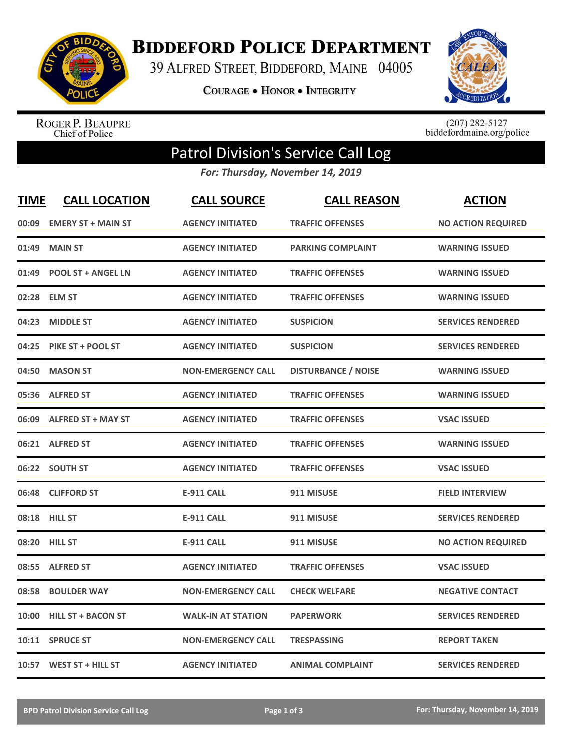# Biddeford Police Department

39 Alfred Street, Biddeford, Maine 04005

Courage • Honor • Integrity

Roger P. Beaupre
Chief of Police

(207) 282-5127
biddefordmaine.org/police

## Patrol Division's Service Call Log

*For: Thursday, November 14, 2019*

| TIME | CALL LOCATION | CALL SOURCE | CALL REASON | ACTION |
|---|---|---|---|---|
| 00:09 | EMERY ST + MAIN ST | AGENCY INITIATED | TRAFFIC OFFENSES | NO ACTION REQUIRED |
| 01:49 | MAIN ST | AGENCY INITIATED | PARKING COMPLAINT | WARNING ISSUED |
| 01:49 | POOL ST + ANGEL LN | AGENCY INITIATED | TRAFFIC OFFENSES | WARNING ISSUED |
| 02:28 | ELM ST | AGENCY INITIATED | TRAFFIC OFFENSES | WARNING ISSUED |
| 04:23 | MIDDLE ST | AGENCY INITIATED | SUSPICION | SERVICES RENDERED |
| 04:25 | PIKE ST + POOL ST | AGENCY INITIATED | SUSPICION | SERVICES RENDERED |
| 04:50 | MASON ST | NON-EMERGENCY CALL | DISTURBANCE / NOISE | WARNING ISSUED |
| 05:36 | ALFRED ST | AGENCY INITIATED | TRAFFIC OFFENSES | WARNING ISSUED |
| 06:09 | ALFRED ST + MAY ST | AGENCY INITIATED | TRAFFIC OFFENSES | VSAC ISSUED |
| 06:21 | ALFRED ST | AGENCY INITIATED | TRAFFIC OFFENSES | WARNING ISSUED |
| 06:22 | SOUTH ST | AGENCY INITIATED | TRAFFIC OFFENSES | VSAC ISSUED |
| 06:48 | CLIFFORD ST | E-911 CALL | 911 MISUSE | FIELD INTERVIEW |
| 08:18 | HILL ST | E-911 CALL | 911 MISUSE | SERVICES RENDERED |
| 08:20 | HILL ST | E-911 CALL | 911 MISUSE | NO ACTION REQUIRED |
| 08:55 | ALFRED ST | AGENCY INITIATED | TRAFFIC OFFENSES | VSAC ISSUED |
| 08:58 | BOULDER WAY | NON-EMERGENCY CALL | CHECK WELFARE | NEGATIVE CONTACT |
| 10:00 | HILL ST + BACON ST | WALK-IN AT STATION | PAPERWORK | SERVICES RENDERED |
| 10:11 | SPRUCE ST | NON-EMERGENCY CALL | TRESPASSING | REPORT TAKEN |
| 10:57 | WEST ST + HILL ST | AGENCY INITIATED | ANIMAL COMPLAINT | SERVICES RENDERED |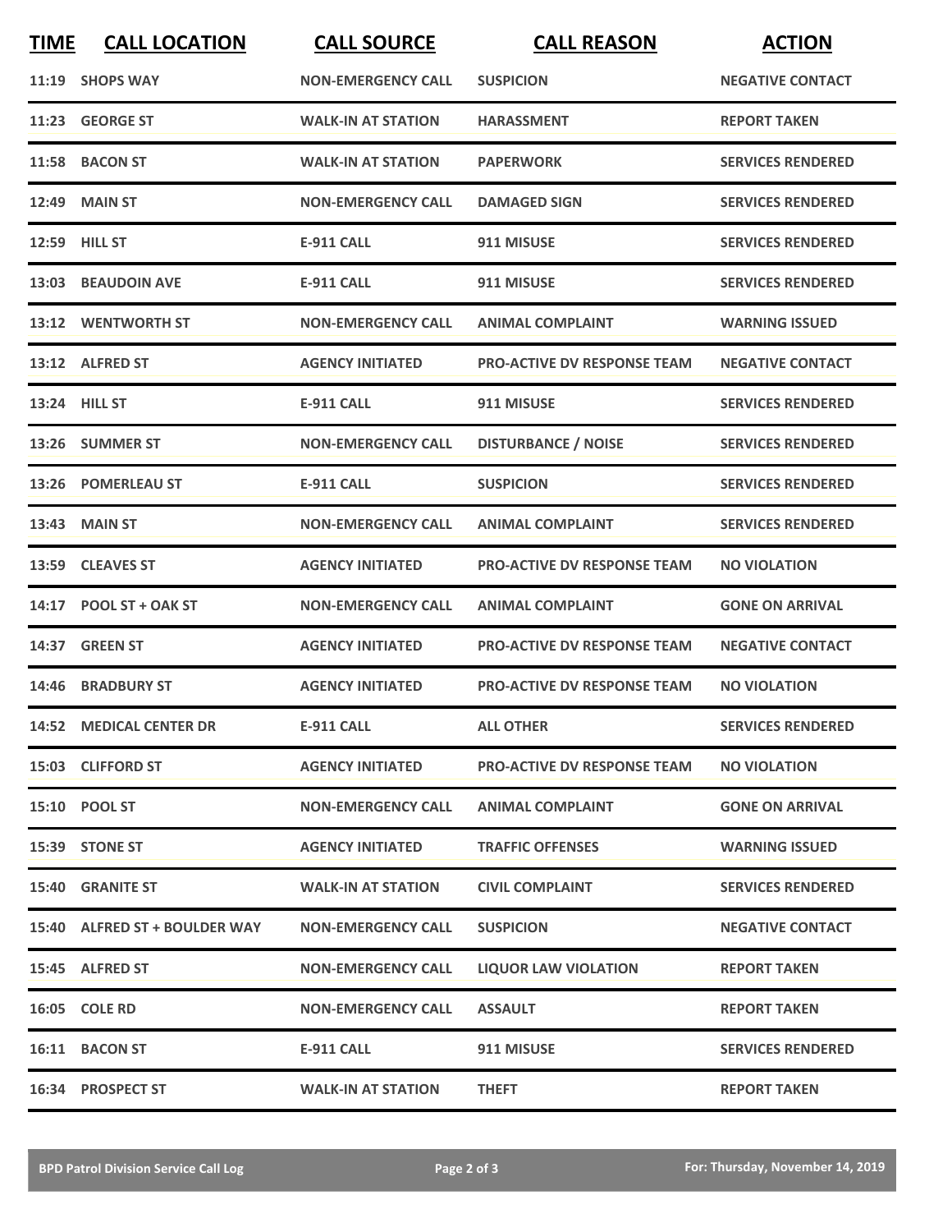| TIME | CALL LOCATION | CALL SOURCE | CALL REASON | ACTION |
|---|---|---|---|---|
| 11:19 | SHOPS WAY | NON-EMERGENCY CALL | SUSPICION | NEGATIVE CONTACT |
| 11:23 | GEORGE ST | WALK-IN AT STATION | HARASSMENT | REPORT TAKEN |
| 11:58 | BACON ST | WALK-IN AT STATION | PAPERWORK | SERVICES RENDERED |
| 12:49 | MAIN ST | NON-EMERGENCY CALL | DAMAGED SIGN | SERVICES RENDERED |
| 12:59 | HILL ST | E-911 CALL | 911 MISUSE | SERVICES RENDERED |
| 13:03 | BEAUDOIN AVE | E-911 CALL | 911 MISUSE | SERVICES RENDERED |
| 13:12 | WENTWORTH ST | NON-EMERGENCY CALL | ANIMAL COMPLAINT | WARNING ISSUED |
| 13:12 | ALFRED ST | AGENCY INITIATED | PRO-ACTIVE DV RESPONSE TEAM | NEGATIVE CONTACT |
| 13:24 | HILL ST | E-911 CALL | 911 MISUSE | SERVICES RENDERED |
| 13:26 | SUMMER ST | NON-EMERGENCY CALL | DISTURBANCE / NOISE | SERVICES RENDERED |
| 13:26 | POMERLEAU ST | E-911 CALL | SUSPICION | SERVICES RENDERED |
| 13:43 | MAIN ST | NON-EMERGENCY CALL | ANIMAL COMPLAINT | SERVICES RENDERED |
| 13:59 | CLEAVES ST | AGENCY INITIATED | PRO-ACTIVE DV RESPONSE TEAM | NO VIOLATION |
| 14:17 | POOL ST + OAK ST | NON-EMERGENCY CALL | ANIMAL COMPLAINT | GONE ON ARRIVAL |
| 14:37 | GREEN ST | AGENCY INITIATED | PRO-ACTIVE DV RESPONSE TEAM | NEGATIVE CONTACT |
| 14:46 | BRADBURY ST | AGENCY INITIATED | PRO-ACTIVE DV RESPONSE TEAM | NO VIOLATION |
| 14:52 | MEDICAL CENTER DR | E-911 CALL | ALL OTHER | SERVICES RENDERED |
| 15:03 | CLIFFORD ST | AGENCY INITIATED | PRO-ACTIVE DV RESPONSE TEAM | NO VIOLATION |
| 15:10 | POOL ST | NON-EMERGENCY CALL | ANIMAL COMPLAINT | GONE ON ARRIVAL |
| 15:39 | STONE ST | AGENCY INITIATED | TRAFFIC OFFENSES | WARNING ISSUED |
| 15:40 | GRANITE ST | WALK-IN AT STATION | CIVIL COMPLAINT | SERVICES RENDERED |
| 15:40 | ALFRED ST + BOULDER WAY | NON-EMERGENCY CALL | SUSPICION | NEGATIVE CONTACT |
| 15:45 | ALFRED ST | NON-EMERGENCY CALL | LIQUOR LAW VIOLATION | REPORT TAKEN |
| 16:05 | COLE RD | NON-EMERGENCY CALL | ASSAULT | REPORT TAKEN |
| 16:11 | BACON ST | E-911 CALL | 911 MISUSE | SERVICES RENDERED |
| 16:34 | PROSPECT ST | WALK-IN AT STATION | THEFT | REPORT TAKEN |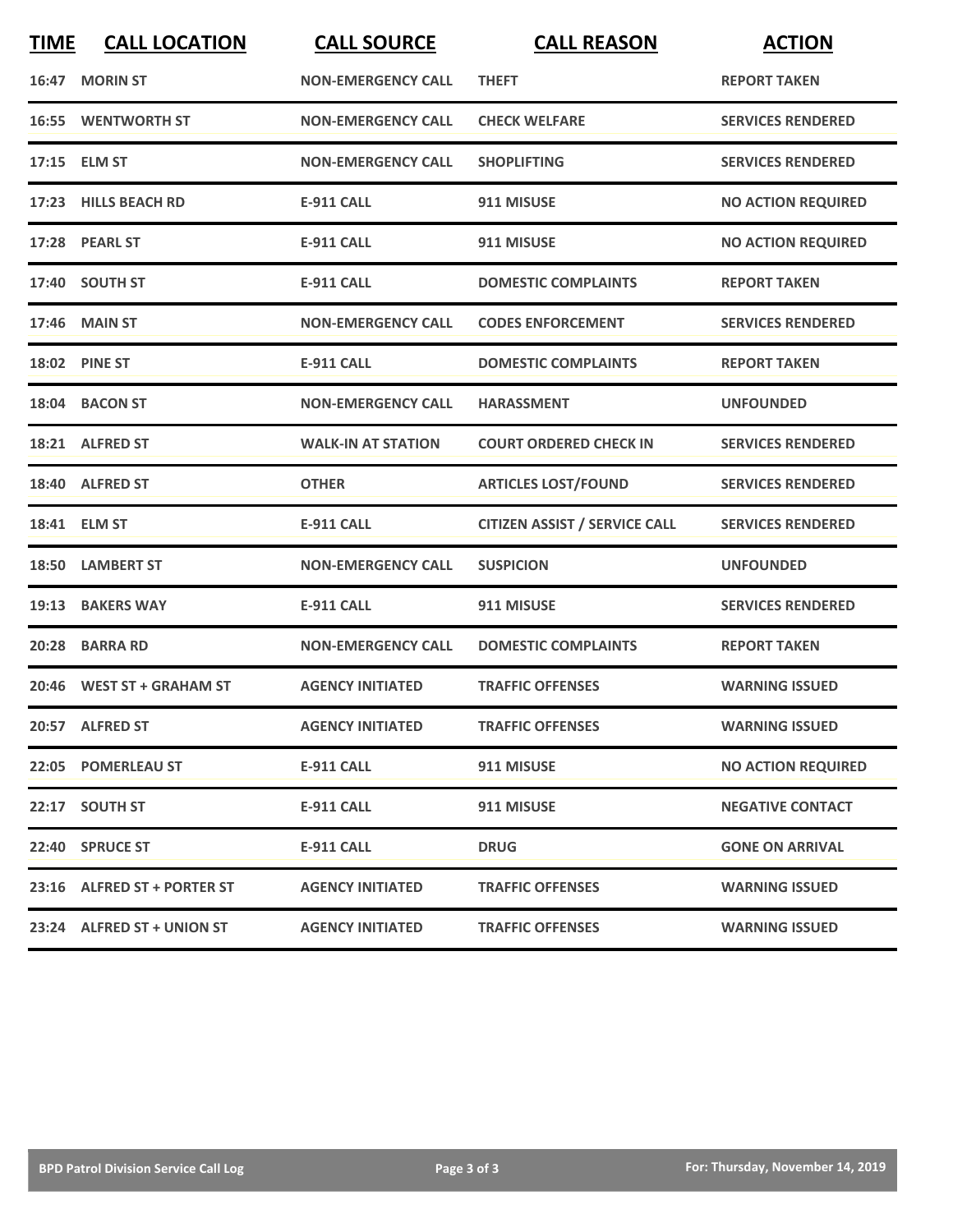| TIME | CALL LOCATION | CALL SOURCE | CALL REASON | ACTION |
|---|---|---|---|---|
| 16:47 | MORIN ST | NON-EMERGENCY CALL | THEFT | REPORT TAKEN |
| 16:55 | WENTWORTH ST | NON-EMERGENCY CALL | CHECK WELFARE | SERVICES RENDERED |
| 17:15 | ELM ST | NON-EMERGENCY CALL | SHOPLIFTING | SERVICES RENDERED |
| 17:23 | HILLS BEACH RD | E-911 CALL | 911 MISUSE | NO ACTION REQUIRED |
| 17:28 | PEARL ST | E-911 CALL | 911 MISUSE | NO ACTION REQUIRED |
| 17:40 | SOUTH ST | E-911 CALL | DOMESTIC COMPLAINTS | REPORT TAKEN |
| 17:46 | MAIN ST | NON-EMERGENCY CALL | CODES ENFORCEMENT | SERVICES RENDERED |
| 18:02 | PINE ST | E-911 CALL | DOMESTIC COMPLAINTS | REPORT TAKEN |
| 18:04 | BACON ST | NON-EMERGENCY CALL | HARASSMENT | UNFOUNDED |
| 18:21 | ALFRED ST | WALK-IN AT STATION | COURT ORDERED CHECK IN | SERVICES RENDERED |
| 18:40 | ALFRED ST | OTHER | ARTICLES LOST/FOUND | SERVICES RENDERED |
| 18:41 | ELM ST | E-911 CALL | CITIZEN ASSIST / SERVICE CALL | SERVICES RENDERED |
| 18:50 | LAMBERT ST | NON-EMERGENCY CALL | SUSPICION | UNFOUNDED |
| 19:13 | BAKERS WAY | E-911 CALL | 911 MISUSE | SERVICES RENDERED |
| 20:28 | BARRA RD | NON-EMERGENCY CALL | DOMESTIC COMPLAINTS | REPORT TAKEN |
| 20:46 | WEST ST + GRAHAM ST | AGENCY INITIATED | TRAFFIC OFFENSES | WARNING ISSUED |
| 20:57 | ALFRED ST | AGENCY INITIATED | TRAFFIC OFFENSES | WARNING ISSUED |
| 22:05 | POMERLEAU ST | E-911 CALL | 911 MISUSE | NO ACTION REQUIRED |
| 22:17 | SOUTH ST | E-911 CALL | 911 MISUSE | NEGATIVE CONTACT |
| 22:40 | SPRUCE ST | E-911 CALL | DRUG | GONE ON ARRIVAL |
| 23:16 | ALFRED ST + PORTER ST | AGENCY INITIATED | TRAFFIC OFFENSES | WARNING ISSUED |
| 23:24 | ALFRED ST + UNION ST | AGENCY INITIATED | TRAFFIC OFFENSES | WARNING ISSUED |